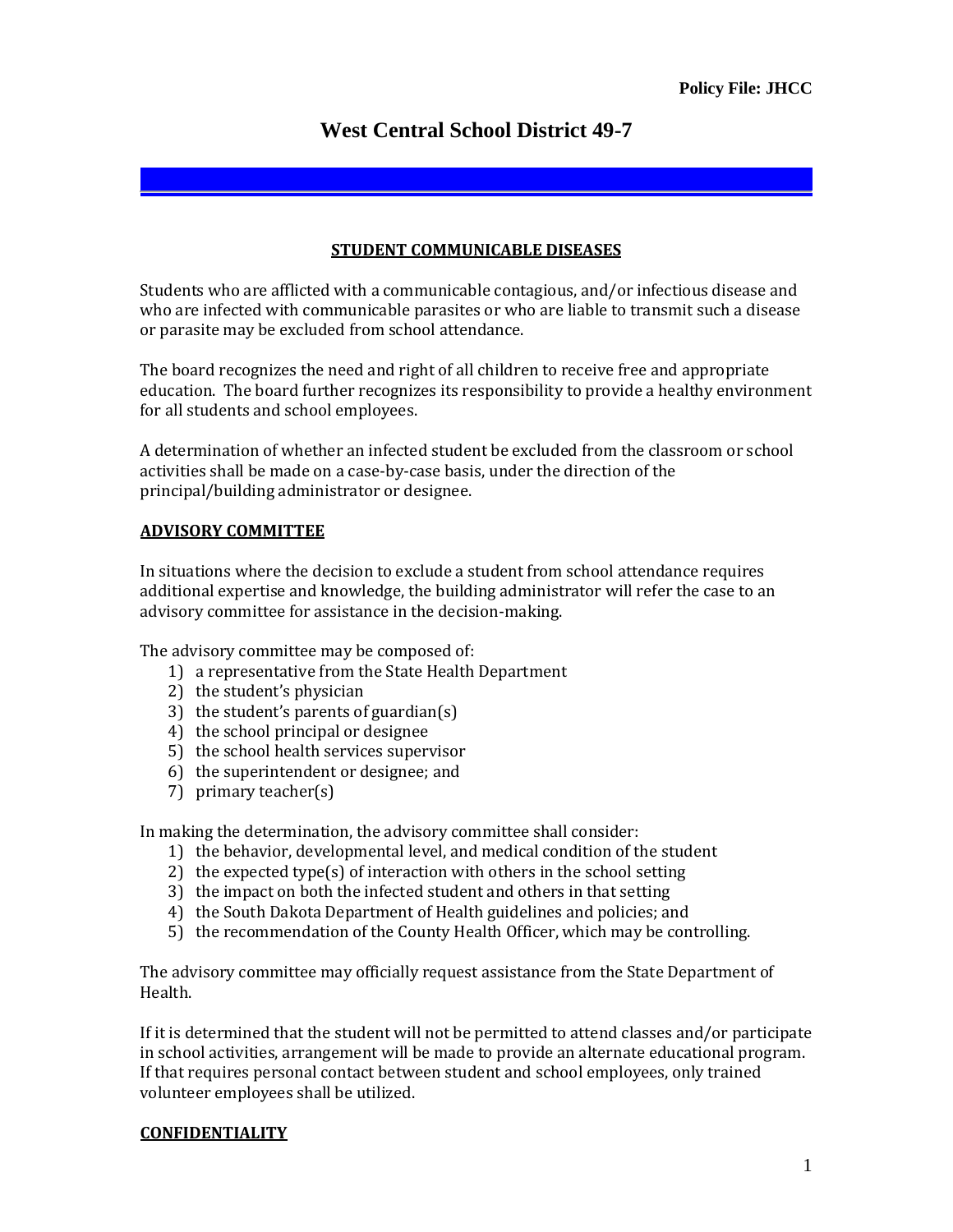Policy File: JHCC

# West Central School District 49-7

## STUDENT COMMUNICABLE DISEASES

Students who are afflicted with a communicable contagious, and/or infectious disease and who are infected with communicable parasites or who are liable to transmit such a disease or parasite may be excluded from school attendance.

The board recognizes the need and right of all children to receive free and appropriate education. The board further recognizes its responsibility to provide a healthy environment for all students and school employees.

A determination of whether an infected student be excluded from the classroom or school activities shall be made on a case-by-case basis, under the direction of the principal/building administrator or designee.

### ADVISORY COMMITTEE

In situations where the decision to exclude a student from school attendance requires additional expertise and knowledge, the building administrator will refer the case to an advisory committee for assistance in the decision-making.

The advisory committee may be composed of:

1) a representative from the State Health Department
2) the student's physician
3) the student's parents of guardian(s)
4) the school principal or designee
5) the school health services supervisor
6) the superintendent or designee; and
7) primary teacher(s)

In making the determination, the advisory committee shall consider:

1) the behavior, developmental level, and medical condition of the student
2) the expected type(s) of interaction with others in the school setting
3) the impact on both the infected student and others in that setting
4) the South Dakota Department of Health guidelines and policies; and
5) the recommendation of the County Health Officer, which may be controlling.

The advisory committee may officially request assistance from the State Department of Health.

If it is determined that the student will not be permitted to attend classes and/or participate in school activities, arrangement will be made to provide an alternate educational program. If that requires personal contact between student and school employees, only trained volunteer employees shall be utilized.

### CONFIDENTIALITY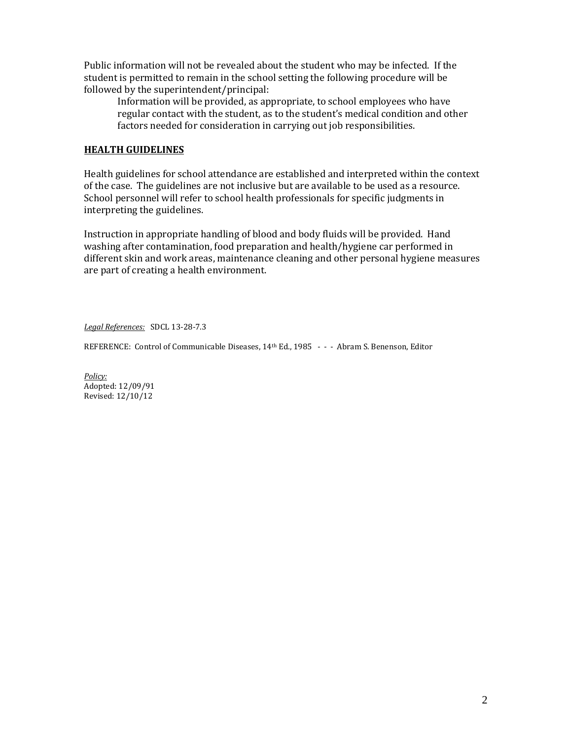Public information will not be revealed about the student who may be infected. If the student is permitted to remain in the school setting the following procedure will be followed by the superintendent/principal:

> Information will be provided, as appropriate, to school employees who have regular contact with the student, as to the student's medical condition and other factors needed for consideration in carrying out job responsibilities.

**HEALTH GUIDELINES**

Health guidelines for school attendance are established and interpreted within the context of the case. The guidelines are not inclusive but are available to be used as a resource. School personnel will refer to school health professionals for specific judgments in interpreting the guidelines.

Instruction in appropriate handling of blood and body fluids will be provided. Hand washing after contamination, food preparation and health/hygiene car performed in different skin and work areas, maintenance cleaning and other personal hygiene measures are part of creating a health environment.

*Legal References:* SDCL 13-28-7.3

REFERENCE: Control of Communicable Diseases, 14th Ed., 1985 - - - Abram S. Benenson, Editor

*Policy:*
Adopted: 12/09/91
Revised: 12/10/12